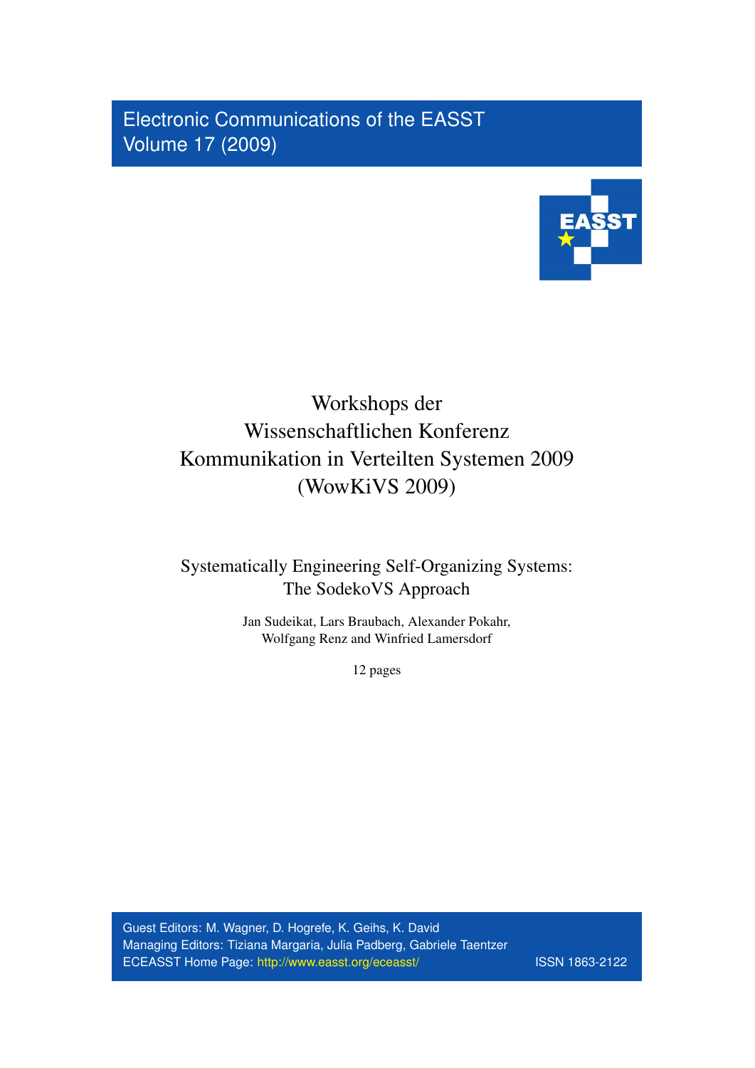Electronic Communications of the EASST
Volume 17 (2009)

# Workshops der Wissenschaftlichen Konferenz Kommunikation in Verteilten Systemen 2009 (WowKiVS 2009)

## Systematically Engineering Self-Organizing Systems: The SodekoVS Approach

Jan Sudeikat, Lars Braubach, Alexander Pokahr, Wolfgang Renz and Winfried Lamersdorf

12 pages

Guest Editors: M. Wagner, D. Hogrefe, K. Geihs, K. David
Managing Editors: Tiziana Margaria, Julia Padberg, Gabriele Taentzer
ECEASST Home Page: http://www.easst.org/eceasst/ ISSN 1863-2122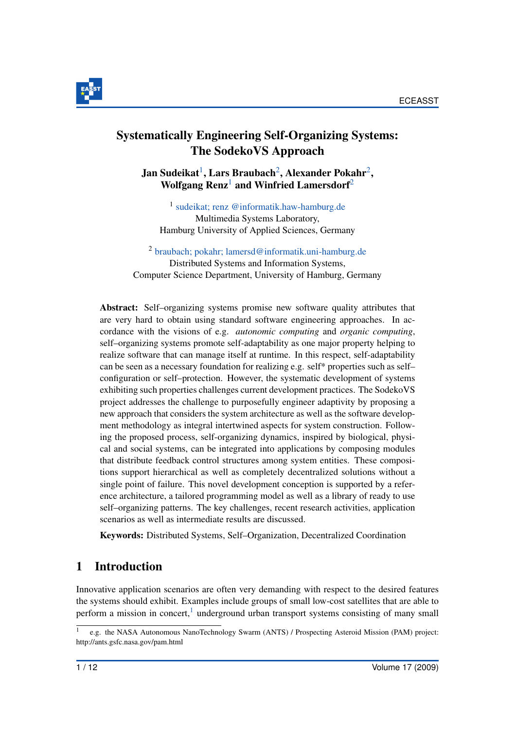# Systematically Engineering Self-Organizing Systems: The SodekoVS Approach

**Jan Sudeikat**[1], **Lars Braubach**[2], **Alexander Pokahr**[2], **Wolfgang Renz**[1] **and Winfried Lamersdorf**[2]

[1] sudeikat; renz @informatik.haw-hamburg.de
Multimedia Systems Laboratory,
Hamburg University of Applied Sciences, Germany

[2] braubach; pokahr; lamersd@informatik.uni-hamburg.de
Distributed Systems and Information Systems,
Computer Science Department, University of Hamburg, Germany

**Abstract:** Self–organizing systems promise new software quality attributes that are very hard to obtain using standard software engineering approaches. In accordance with the visions of e.g. *autonomic computing* and *organic computing*, self–organizing systems promote self-adaptability as one major property helping to realize software that can manage itself at runtime. In this respect, self-adaptability can be seen as a necessary foundation for realizing e.g. self* properties such as self–configuration or self–protection. However, the systematic development of systems exhibiting such properties challenges current development practices. The SodekoVS project addresses the challenge to purposefully engineer adaptivity by proposing a new approach that considers the system architecture as well as the software development methodology as integral intertwined aspects for system construction. Following the proposed process, self-organizing dynamics, inspired by biological, physical and social systems, can be integrated into applications by composing modules that distribute feedback control structures among system entities. These compositions support hierarchical as well as completely decentralized solutions without a single point of failure. This novel development conception is supported by a reference architecture, a tailored programming model as well as a library of ready to use self–organizing patterns. The key challenges, recent research activities, application scenarios as well as intermediate results are discussed.

**Keywords:** Distributed Systems, Self–Organization, Decentralized Coordination

## 1 Introduction

Innovative application scenarios are often very demanding with respect to the desired features the systems should exhibit. Examples include groups of small low-cost satellites that are able to perform a mission in concert,[1] underground urban transport systems consisting of many small

[1] e.g. the NASA Autonomous NanoTechnology Swarm (ANTS) / Prospecting Asteroid Mission (PAM) project: http://ants.gsfc.nasa.gov/pam.html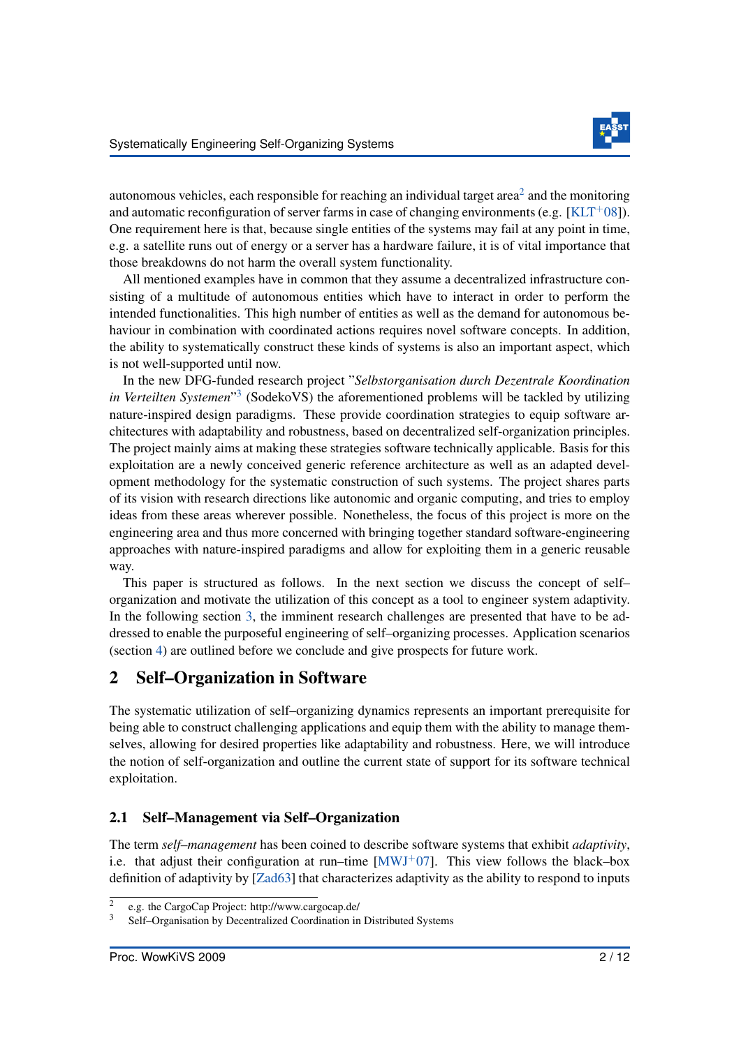autonomous vehicles, each responsible for reaching an individual target area[2] and the monitoring and automatic reconfiguration of server farms in case of changing environments (e.g. [KLT+08]). One requirement here is that, because single entities of the systems may fail at any point in time, e.g. a satellite runs out of energy or a server has a hardware failure, it is of vital importance that those breakdowns do not harm the overall system functionality.

All mentioned examples have in common that they assume a decentralized infrastructure consisting of a multitude of autonomous entities which have to interact in order to perform the intended functionalities. This high number of entities as well as the demand for autonomous behaviour in combination with coordinated actions requires novel software concepts. In addition, the ability to systematically construct these kinds of systems is also an important aspect, which is not well-supported until now.

In the new DFG-funded research project "*Selbstorganisation durch Dezentrale Koordination in Verteilten Systemen*"[3] (SodekoVS) the aforementioned problems will be tackled by utilizing nature-inspired design paradigms. These provide coordination strategies to equip software architectures with adaptability and robustness, based on decentralized self-organization principles. The project mainly aims at making these strategies software technically applicable. Basis for this exploitation are a newly conceived generic reference architecture as well as an adapted development methodology for the systematic construction of such systems. The project shares parts of its vision with research directions like autonomic and organic computing, and tries to employ ideas from these areas wherever possible. Nonetheless, the focus of this project is more on the engineering area and thus more concerned with bringing together standard software-engineering approaches with nature-inspired paradigms and allow for exploiting them in a generic reusable way.

This paper is structured as follows. In the next section we discuss the concept of self–organization and motivate the utilization of this concept as a tool to engineer system adaptivity. In the following section 3, the imminent research challenges are presented that have to be addressed to enable the purposeful engineering of self–organizing processes. Application scenarios (section 4) are outlined before we conclude and give prospects for future work.

## 2 Self–Organization in Software

The systematic utilization of self–organizing dynamics represents an important prerequisite for being able to construct challenging applications and equip them with the ability to manage themselves, allowing for desired properties like adaptability and robustness. Here, we will introduce the notion of self-organization and outline the current state of support for its software technical exploitation.

### 2.1 Self–Management via Self–Organization

The term *self–management* has been coined to describe software systems that exhibit *adaptivity*, i.e. that adjust their configuration at run–time [MWJ+07]. This view follows the black–box definition of adaptivity by [Zad63] that characterizes adaptivity as the ability to respond to inputs

---

[2] e.g. the CargoCap Project: http://www.cargocap.de/

[3] Self–Organisation by Decentralized Coordination in Distributed Systems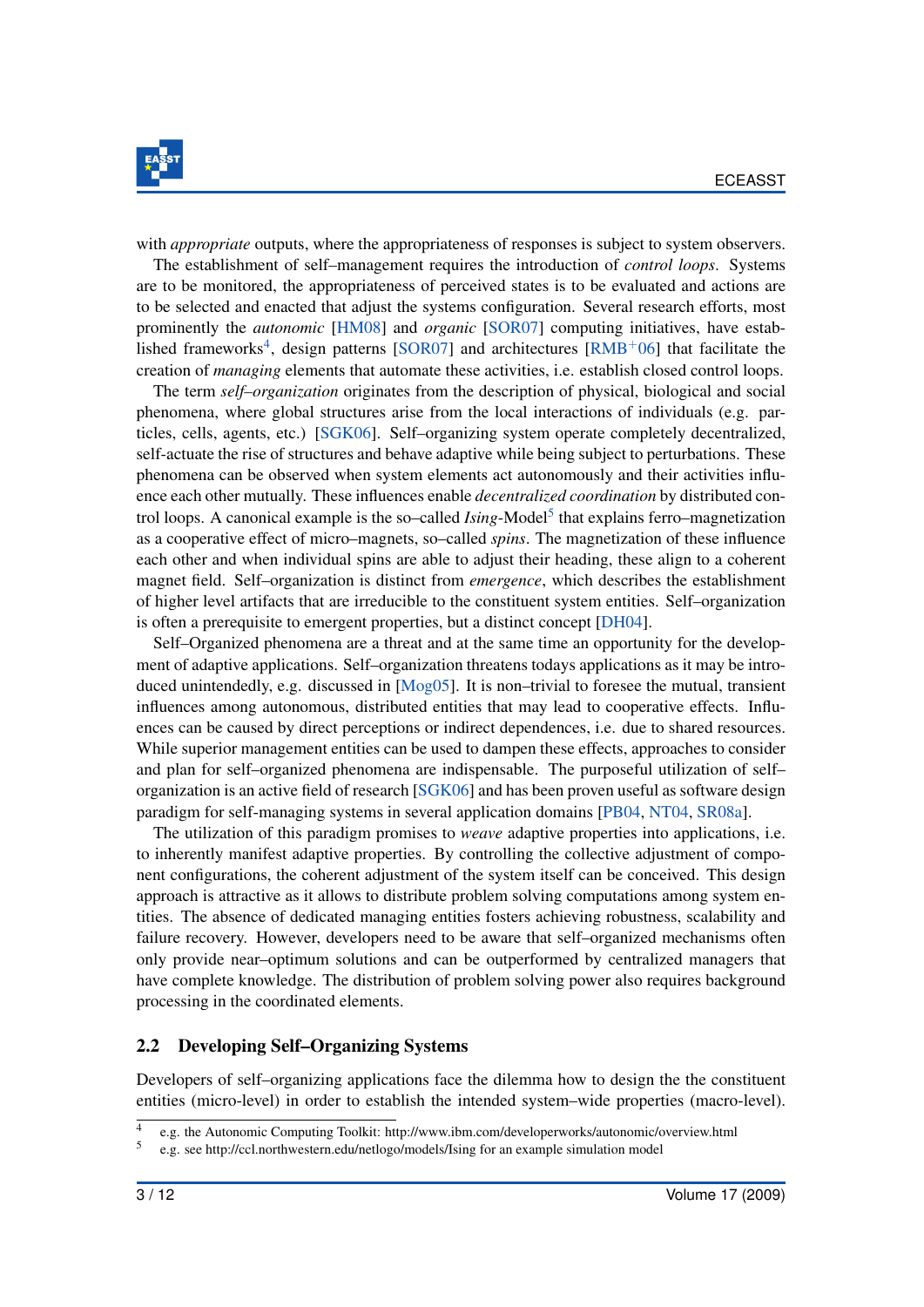with *appropriate* outputs, where the appropriateness of responses is subject to system observers.

The establishment of self–management requires the introduction of *control loops*. Systems are to be monitored, the appropriateness of perceived states is to be evaluated and actions are to be selected and enacted that adjust the systems configuration. Several research efforts, most prominently the *autonomic* [HM08] and *organic* [SOR07] computing initiatives, have established frameworks[4], design patterns [SOR07] and architectures [RMB+06] that facilitate the creation of *managing* elements that automate these activities, i.e. establish closed control loops.

The term *self–organization* originates from the description of physical, biological and social phenomena, where global structures arise from the local interactions of individuals (e.g. particles, cells, agents, etc.) [SGK06]. Self–organizing system operate completely decentralized, self-actuate the rise of structures and behave adaptive while being subject to perturbations. These phenomena can be observed when system elements act autonomously and their activities influence each other mutually. These influences enable *decentralized coordination* by distributed control loops. A canonical example is the so–called *Ising*-Model[5] that explains ferro–magnetization as a cooperative effect of micro–magnets, so–called *spins*. The magnetization of these influence each other and when individual spins are able to adjust their heading, these align to a coherent magnet field. Self–organization is distinct from *emergence*, which describes the establishment of higher level artifacts that are irreducible to the constituent system entities. Self–organization is often a prerequisite to emergent properties, but a distinct concept [DH04].

Self–Organized phenomena are a threat and at the same time an opportunity for the development of adaptive applications. Self–organization threatens todays applications as it may be introduced unintendedly, e.g. discussed in [Mog05]. It is non–trivial to foresee the mutual, transient influences among autonomous, distributed entities that may lead to cooperative effects. Influences can be caused by direct perceptions or indirect dependences, i.e. due to shared resources. While superior management entities can be used to dampen these effects, approaches to consider and plan for self–organized phenomena are indispensable. The purposeful utilization of self–organization is an active field of research [SGK06] and has been proven useful as software design paradigm for self-managing systems in several application domains [PB04, NT04, SR08a].

The utilization of this paradigm promises to *weave* adaptive properties into applications, i.e. to inherently manifest adaptive properties. By controlling the collective adjustment of component configurations, the coherent adjustment of the system itself can be conceived. This design approach is attractive as it allows to distribute problem solving computations among system entities. The absence of dedicated managing entities fosters achieving robustness, scalability and failure recovery. However, developers need to be aware that self–organized mechanisms often only provide near–optimum solutions and can be outperformed by centralized managers that have complete knowledge. The distribution of problem solving power also requires background processing in the coordinated elements.

## 2.2 Developing Self–Organizing Systems

Developers of self–organizing applications face the dilemma how to design the the constituent entities (micro-level) in order to establish the intended system–wide properties (macro-level).

---

[4] e.g. the Autonomic Computing Toolkit: http://www.ibm.com/developerworks/autonomic/overview.html

[5] e.g. see http://ccl.northwestern.edu/netlogo/models/Ising for an example simulation model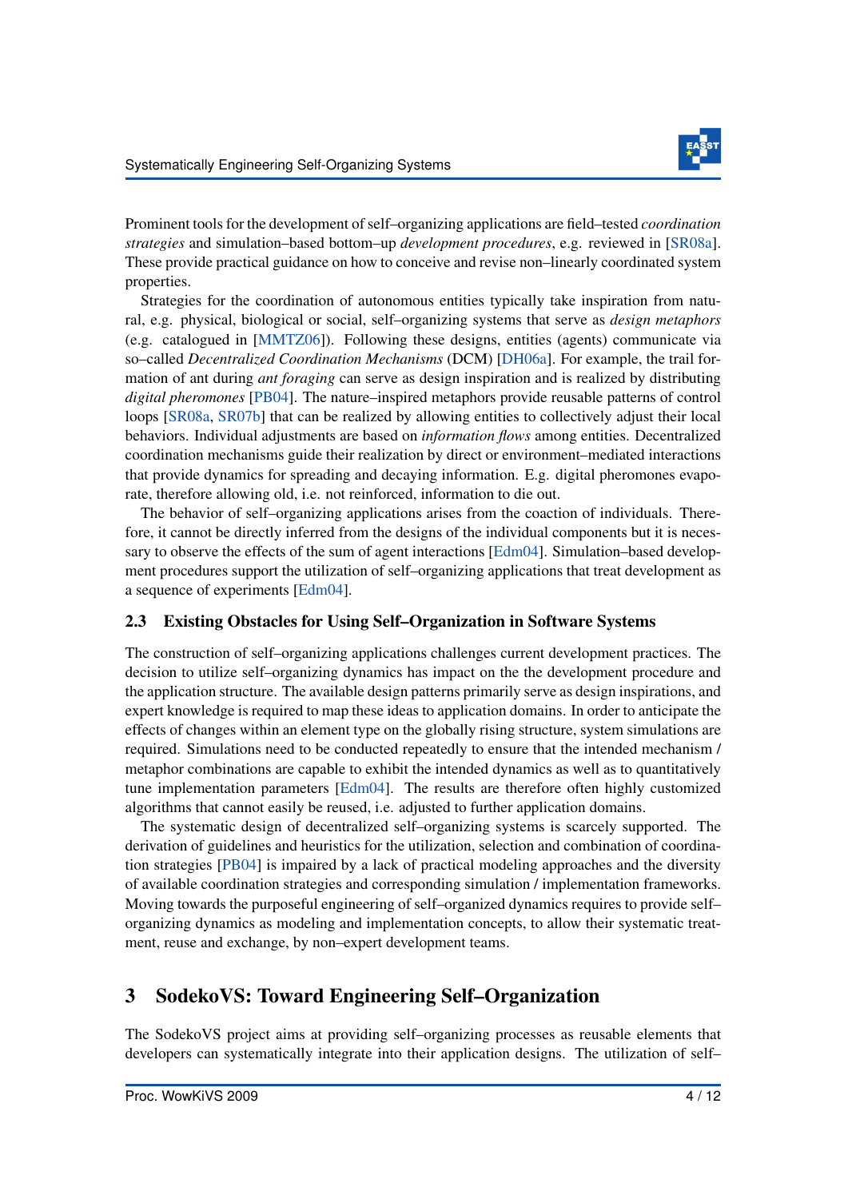Prominent tools for the development of self–organizing applications are field–tested *coordination strategies* and simulation–based bottom–up *development procedures*, e.g. reviewed in [SR08a]. These provide practical guidance on how to conceive and revise non–linearly coordinated system properties.

Strategies for the coordination of autonomous entities typically take inspiration from natural, e.g. physical, biological or social, self–organizing systems that serve as *design metaphors* (e.g. catalogued in [MMTZ06]). Following these designs, entities (agents) communicate via so–called *Decentralized Coordination Mechanisms* (DCM) [DH06a]. For example, the trail formation of ant during *ant foraging* can serve as design inspiration and is realized by distributing *digital pheromones* [PB04]. The nature–inspired metaphors provide reusable patterns of control loops [SR08a, SR07b] that can be realized by allowing entities to collectively adjust their local behaviors. Individual adjustments are based on *information flows* among entities. Decentralized coordination mechanisms guide their realization by direct or environment–mediated interactions that provide dynamics for spreading and decaying information. E.g. digital pheromones evaporate, therefore allowing old, i.e. not reinforced, information to die out.

The behavior of self–organizing applications arises from the coaction of individuals. Therefore, it cannot be directly inferred from the designs of the individual components but it is necessary to observe the effects of the sum of agent interactions [Edm04]. Simulation–based development procedures support the utilization of self–organizing applications that treat development as a sequence of experiments [Edm04].

### 2.3 Existing Obstacles for Using Self–Organization in Software Systems

The construction of self–organizing applications challenges current development practices. The decision to utilize self–organizing dynamics has impact on the the development procedure and the application structure. The available design patterns primarily serve as design inspirations, and expert knowledge is required to map these ideas to application domains. In order to anticipate the effects of changes within an element type on the globally rising structure, system simulations are required. Simulations need to be conducted repeatedly to ensure that the intended mechanism / metaphor combinations are capable to exhibit the intended dynamics as well as to quantitatively tune implementation parameters [Edm04]. The results are therefore often highly customized algorithms that cannot easily be reused, i.e. adjusted to further application domains.

The systematic design of decentralized self–organizing systems is scarcely supported. The derivation of guidelines and heuristics for the utilization, selection and combination of coordination strategies [PB04] is impaired by a lack of practical modeling approaches and the diversity of available coordination strategies and corresponding simulation / implementation frameworks. Moving towards the purposeful engineering of self–organized dynamics requires to provide self–organizing dynamics as modeling and implementation concepts, to allow their systematic treatment, reuse and exchange, by non–expert development teams.

## 3 SodekoVS: Toward Engineering Self–Organization

The SodekoVS project aims at providing self–organizing processes as reusable elements that developers can systematically integrate into their application designs. The utilization of self–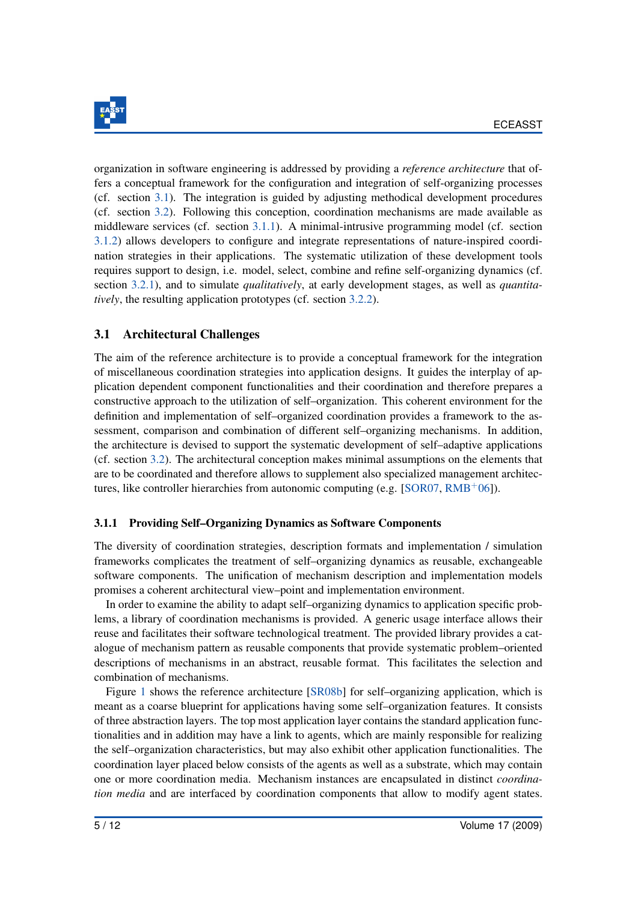organization in software engineering is addressed by providing a *reference architecture* that offers a conceptual framework for the configuration and integration of self-organizing processes (cf. section 3.1). The integration is guided by adjusting methodical development procedures (cf. section 3.2). Following this conception, coordination mechanisms are made available as middleware services (cf. section 3.1.1). A minimal-intrusive programming model (cf. section 3.1.2) allows developers to configure and integrate representations of nature-inspired coordination strategies in their applications. The systematic utilization of these development tools requires support to design, i.e. model, select, combine and refine self-organizing dynamics (cf. section 3.2.1), and to simulate *qualitatively*, at early development stages, as well as *quantitatively*, the resulting application prototypes (cf. section 3.2.2).

## 3.1 Architectural Challenges

The aim of the reference architecture is to provide a conceptual framework for the integration of miscellaneous coordination strategies into application designs. It guides the interplay of application dependent component functionalities and their coordination and therefore prepares a constructive approach to the utilization of self–organization. This coherent environment for the definition and implementation of self–organized coordination provides a framework to the assessment, comparison and combination of different self–organizing mechanisms. In addition, the architecture is devised to support the systematic development of self–adaptive applications (cf. section 3.2). The architectural conception makes minimal assumptions on the elements that are to be coordinated and therefore allows to supplement also specialized management architectures, like controller hierarchies from autonomic computing (e.g. [SOR07, RMB+06]).

### 3.1.1 Providing Self–Organizing Dynamics as Software Components

The diversity of coordination strategies, description formats and implementation / simulation frameworks complicates the treatment of self–organizing dynamics as reusable, exchangeable software components. The unification of mechanism description and implementation models promises a coherent architectural view–point and implementation environment.

In order to examine the ability to adapt self–organizing dynamics to application specific problems, a library of coordination mechanisms is provided. A generic usage interface allows their reuse and facilitates their software technological treatment. The provided library provides a catalogue of mechanism pattern as reusable components that provide systematic problem–oriented descriptions of mechanisms in an abstract, reusable format. This facilitates the selection and combination of mechanisms.

Figure 1 shows the reference architecture [SR08b] for self–organizing application, which is meant as a coarse blueprint for applications having some self–organization features. It consists of three abstraction layers. The top most application layer contains the standard application functionalities and in addition may have a link to agents, which are mainly responsible for realizing the self–organization characteristics, but may also exhibit other application functionalities. The coordination layer placed below consists of the agents as well as a substrate, which may contain one or more coordination media. Mechanism instances are encapsulated in distinct *coordination media* and are interfaced by coordination components that allow to modify agent states.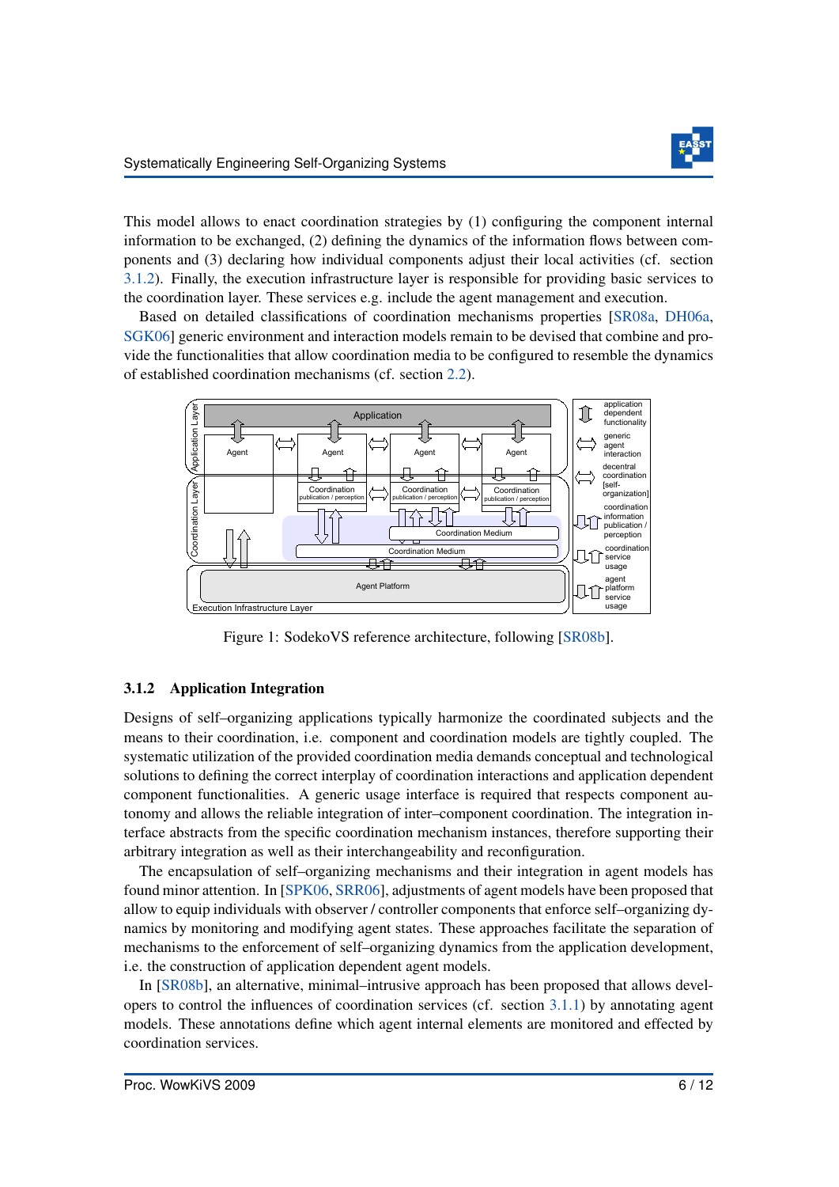This model allows to enact coordination strategies by (1) configuring the component internal information to be exchanged, (2) defining the dynamics of the information flows between components and (3) declaring how individual components adjust their local activities (cf. section 3.1.2). Finally, the execution infrastructure layer is responsible for providing basic services to the coordination layer. These services e.g. include the agent management and execution.

Based on detailed classifications of coordination mechanisms properties [SR08a, DH06a, SGK06] generic environment and interaction models remain to be devised that combine and provide the functionalities that allow coordination media to be configured to resemble the dynamics of established coordination mechanisms (cf. section 2.2).

Figure 1: SodekoVS reference architecture, following [SR08b].

### 3.1.2 Application Integration

Designs of self–organizing applications typically harmonize the coordinated subjects and the means to their coordination, i.e. component and coordination models are tightly coupled. The systematic utilization of the provided coordination media demands conceptual and technological solutions to defining the correct interplay of coordination interactions and application dependent component functionalities. A generic usage interface is required that respects component autonomy and allows the reliable integration of inter–component coordination. The integration interface abstracts from the specific coordination mechanism instances, therefore supporting their arbitrary integration as well as their interchangeability and reconfiguration.

The encapsulation of self–organizing mechanisms and their integration in agent models has found minor attention. In [SPK06, SRR06], adjustments of agent models have been proposed that allow to equip individuals with observer / controller components that enforce self–organizing dynamics by monitoring and modifying agent states. These approaches facilitate the separation of mechanisms to the enforcement of self–organizing dynamics from the application development, i.e. the construction of application dependent agent models.

In [SR08b], an alternative, minimal–intrusive approach has been proposed that allows developers to control the influences of coordination services (cf. section 3.1.1) by annotating agent models. These annotations define which agent internal elements are monitored and effected by coordination services.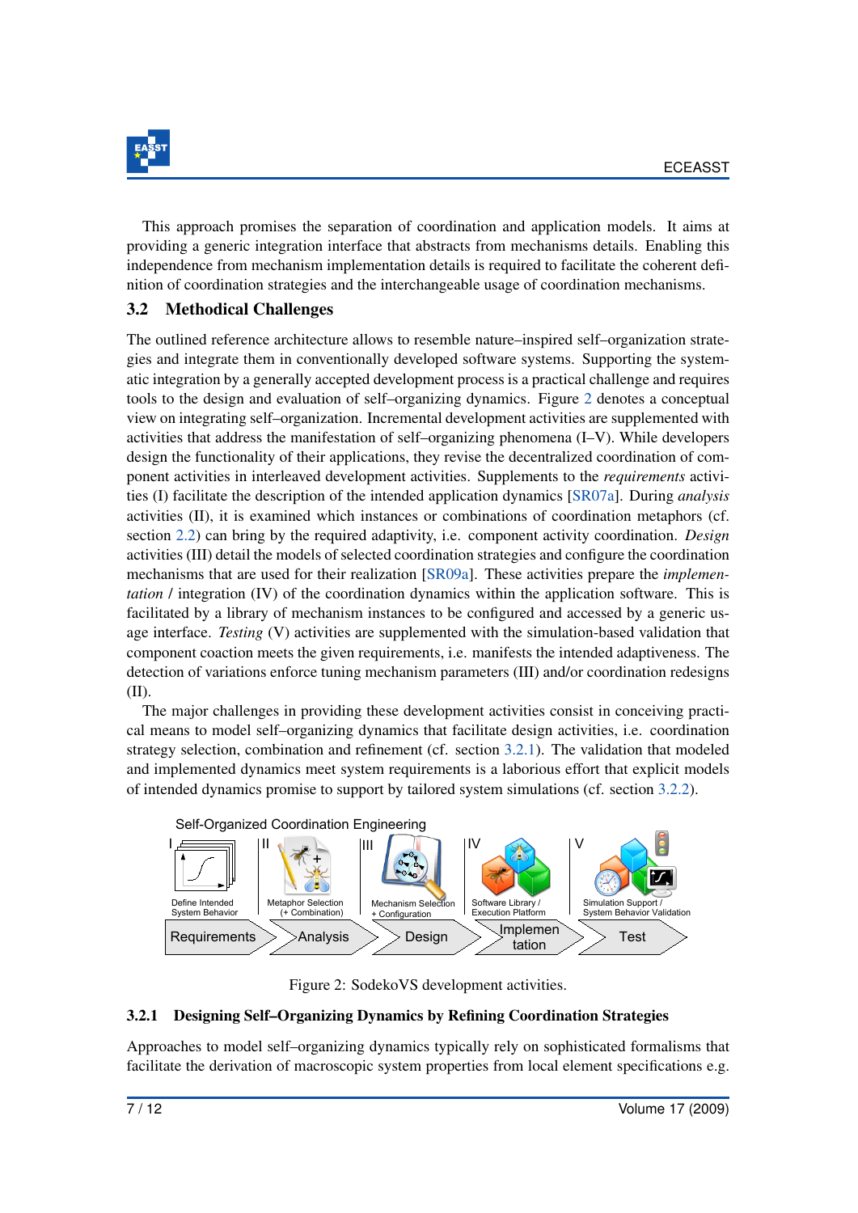This approach promises the separation of coordination and application models. It aims at providing a generic integration interface that abstracts from mechanisms details. Enabling this independence from mechanism implementation details is required to facilitate the coherent definition of coordination strategies and the interchangeable usage of coordination mechanisms.

## 3.2 Methodical Challenges

The outlined reference architecture allows to resemble nature–inspired self–organization strategies and integrate them in conventionally developed software systems. Supporting the systematic integration by a generally accepted development process is a practical challenge and requires tools to the design and evaluation of self–organizing dynamics. Figure 2 denotes a conceptual view on integrating self–organization. Incremental development activities are supplemented with activities that address the manifestation of self–organizing phenomena (I–V). While developers design the functionality of their applications, they revise the decentralized coordination of component activities in interleaved development activities. Supplements to the *requirements* activities (I) facilitate the description of the intended application dynamics [SR07a]. During *analysis* activities (II), it is examined which instances or combinations of coordination metaphors (cf. section 2.2) can bring by the required adaptivity, i.e. component activity coordination. *Design* activities (III) detail the models of selected coordination strategies and configure the coordination mechanisms that are used for their realization [SR09a]. These activities prepare the *implementation* / integration (IV) of the coordination dynamics within the application software. This is facilitated by a library of mechanism instances to be configured and accessed by a generic usage interface. *Testing* (V) activities are supplemented with the simulation-based validation that component coaction meets the given requirements, i.e. manifests the intended adaptiveness. The detection of variations enforce tuning mechanism parameters (III) and/or coordination redesigns (II).

The major challenges in providing these development activities consist in conceiving practical means to model self–organizing dynamics that facilitate design activities, i.e. coordination strategy selection, combination and refinement (cf. section 3.2.1). The validation that modeled and implemented dynamics meet system requirements is a laborious effort that explicit models of intended dynamics promise to support by tailored system simulations (cf. section 3.2.2).

Self-Organized Coordination Engineering

I Define Intended System Behavior — II Metaphor Selection (+ Combination) — III Mechanism Selection + Configuration — IV Software Library / Execution Platform — V Simulation Support / System Behavior Validation

Requirements → Analysis → Design → Implementation → Test

Figure 2: SodekoVS development activities.

### 3.2.1 Designing Self–Organizing Dynamics by Refining Coordination Strategies

Approaches to model self–organizing dynamics typically rely on sophisticated formalisms that facilitate the derivation of macroscopic system properties from local element specifications e.g.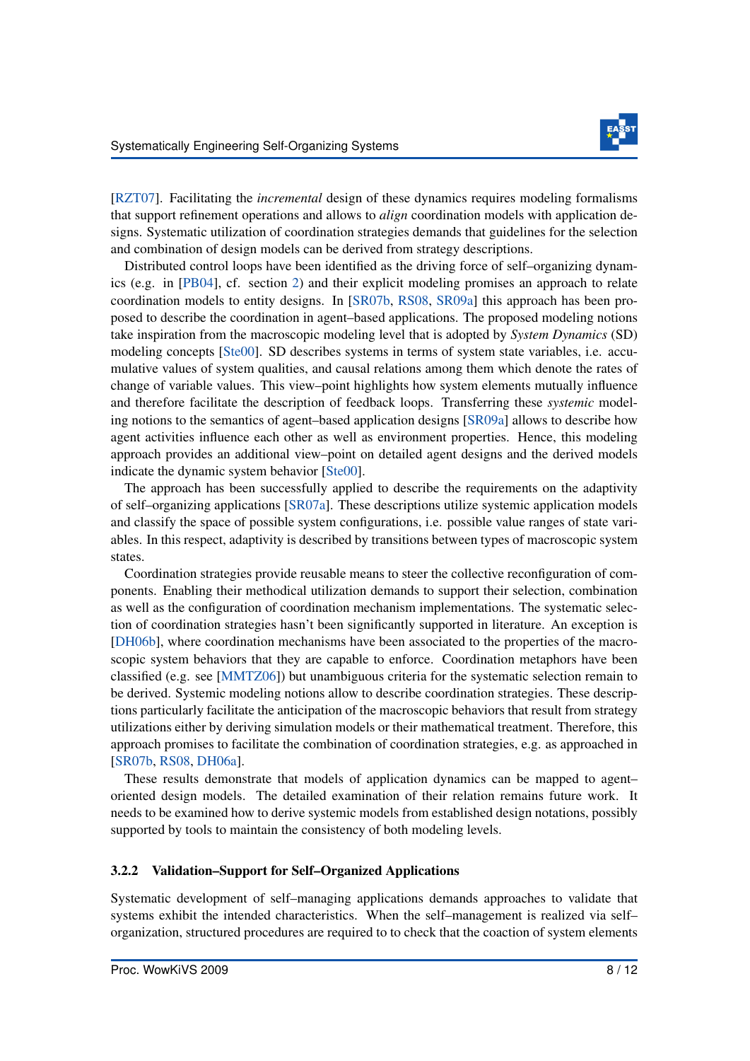[RZT07]. Facilitating the *incremental* design of these dynamics requires modeling formalisms that support refinement operations and allows to *align* coordination models with application designs. Systematic utilization of coordination strategies demands that guidelines for the selection and combination of design models can be derived from strategy descriptions.

Distributed control loops have been identified as the driving force of self–organizing dynamics (e.g. in [PB04], cf. section 2) and their explicit modeling promises an approach to relate coordination models to entity designs. In [SR07b, RS08, SR09a] this approach has been proposed to describe the coordination in agent–based applications. The proposed modeling notions take inspiration from the macroscopic modeling level that is adopted by *System Dynamics* (SD) modeling concepts [Ste00]. SD describes systems in terms of system state variables, i.e. accumulative values of system qualities, and causal relations among them which denote the rates of change of variable values. This view–point highlights how system elements mutually influence and therefore facilitate the description of feedback loops. Transferring these *systemic* modeling notions to the semantics of agent–based application designs [SR09a] allows to describe how agent activities influence each other as well as environment properties. Hence, this modeling approach provides an additional view–point on detailed agent designs and the derived models indicate the dynamic system behavior [Ste00].

The approach has been successfully applied to describe the requirements on the adaptivity of self–organizing applications [SR07a]. These descriptions utilize systemic application models and classify the space of possible system configurations, i.e. possible value ranges of state variables. In this respect, adaptivity is described by transitions between types of macroscopic system states.

Coordination strategies provide reusable means to steer the collective reconfiguration of components. Enabling their methodical utilization demands to support their selection, combination as well as the configuration of coordination mechanism implementations. The systematic selection of coordination strategies hasn't been significantly supported in literature. An exception is [DH06b], where coordination mechanisms have been associated to the properties of the macroscopic system behaviors that they are capable to enforce. Coordination metaphors have been classified (e.g. see [MMTZ06]) but unambiguous criteria for the systematic selection remain to be derived. Systemic modeling notions allow to describe coordination strategies. These descriptions particularly facilitate the anticipation of the macroscopic behaviors that result from strategy utilizations either by deriving simulation models or their mathematical treatment. Therefore, this approach promises to facilitate the combination of coordination strategies, e.g. as approached in [SR07b, RS08, DH06a].

These results demonstrate that models of application dynamics can be mapped to agent–oriented design models. The detailed examination of their relation remains future work. It needs to be examined how to derive systemic models from established design notations, possibly supported by tools to maintain the consistency of both modeling levels.

#### 3.2.2 Validation–Support for Self–Organized Applications

Systematic development of self–managing applications demands approaches to validate that systems exhibit the intended characteristics. When the self–management is realized via self–organization, structured procedures are required to to check that the coaction of system elements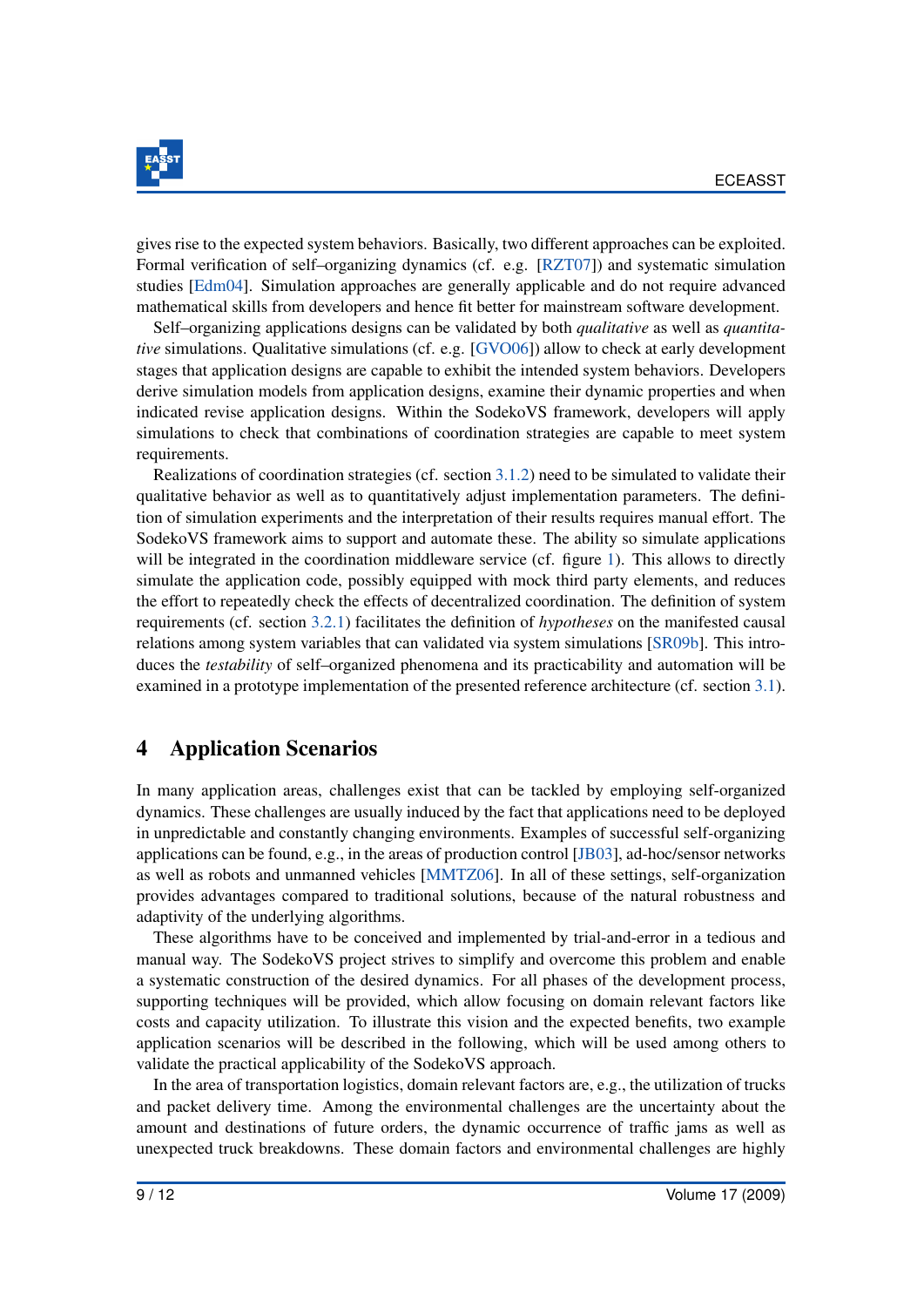gives rise to the expected system behaviors. Basically, two different approaches can be exploited. Formal verification of self–organizing dynamics (cf. e.g. [RZT07]) and systematic simulation studies [Edm04]. Simulation approaches are generally applicable and do not require advanced mathematical skills from developers and hence fit better for mainstream software development.

Self–organizing applications designs can be validated by both *qualitative* as well as *quantitative* simulations. Qualitative simulations (cf. e.g. [GVO06]) allow to check at early development stages that application designs are capable to exhibit the intended system behaviors. Developers derive simulation models from application designs, examine their dynamic properties and when indicated revise application designs. Within the SodekoVS framework, developers will apply simulations to check that combinations of coordination strategies are capable to meet system requirements.

Realizations of coordination strategies (cf. section 3.1.2) need to be simulated to validate their qualitative behavior as well as to quantitatively adjust implementation parameters. The definition of simulation experiments and the interpretation of their results requires manual effort. The SodekoVS framework aims to support and automate these. The ability so simulate applications will be integrated in the coordination middleware service (cf. figure 1). This allows to directly simulate the application code, possibly equipped with mock third party elements, and reduces the effort to repeatedly check the effects of decentralized coordination. The definition of system requirements (cf. section 3.2.1) facilitates the definition of *hypotheses* on the manifested causal relations among system variables that can validated via system simulations [SR09b]. This introduces the *testability* of self–organized phenomena and its practicability and automation will be examined in a prototype implementation of the presented reference architecture (cf. section 3.1).

# 4 Application Scenarios

In many application areas, challenges exist that can be tackled by employing self-organized dynamics. These challenges are usually induced by the fact that applications need to be deployed in unpredictable and constantly changing environments. Examples of successful self-organizing applications can be found, e.g., in the areas of production control [JB03], ad-hoc/sensor networks as well as robots and unmanned vehicles [MMTZ06]. In all of these settings, self-organization provides advantages compared to traditional solutions, because of the natural robustness and adaptivity of the underlying algorithms.

These algorithms have to be conceived and implemented by trial-and-error in a tedious and manual way. The SodekoVS project strives to simplify and overcome this problem and enable a systematic construction of the desired dynamics. For all phases of the development process, supporting techniques will be provided, which allow focusing on domain relevant factors like costs and capacity utilization. To illustrate this vision and the expected benefits, two example application scenarios will be described in the following, which will be used among others to validate the practical applicability of the SodekoVS approach.

In the area of transportation logistics, domain relevant factors are, e.g., the utilization of trucks and packet delivery time. Among the environmental challenges are the uncertainty about the amount and destinations of future orders, the dynamic occurrence of traffic jams as well as unexpected truck breakdowns. These domain factors and environmental challenges are highly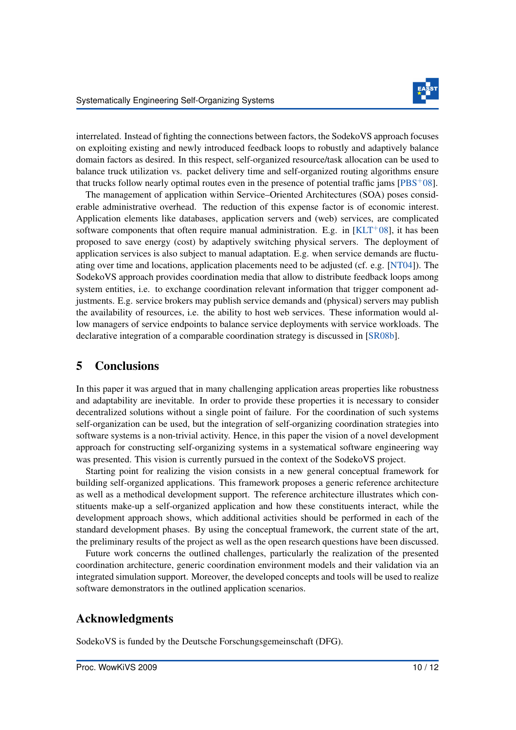interrelated. Instead of fighting the connections between factors, the SodekoVS approach focuses on exploiting existing and newly introduced feedback loops to robustly and adaptively balance domain factors as desired. In this respect, self-organized resource/task allocation can be used to balance truck utilization vs. packet delivery time and self-organized routing algorithms ensure that trucks follow nearly optimal routes even in the presence of potential traffic jams [PBS+08].

The management of application within Service–Oriented Architectures (SOA) poses considerable administrative overhead. The reduction of this expense factor is of economic interest. Application elements like databases, application servers and (web) services, are complicated software components that often require manual administration. E.g. in [KLT+08], it has been proposed to save energy (cost) by adaptively switching physical servers. The deployment of application services is also subject to manual adaptation. E.g. when service demands are fluctuating over time and locations, application placements need to be adjusted (cf. e.g. [NT04]). The SodekoVS approach provides coordination media that allow to distribute feedback loops among system entities, i.e. to exchange coordination relevant information that trigger component adjustments. E.g. service brokers may publish service demands and (physical) servers may publish the availability of resources, i.e. the ability to host web services. These information would allow managers of service endpoints to balance service deployments with service workloads. The declarative integration of a comparable coordination strategy is discussed in [SR08b].

## 5 Conclusions

In this paper it was argued that in many challenging application areas properties like robustness and adaptability are inevitable. In order to provide these properties it is necessary to consider decentralized solutions without a single point of failure. For the coordination of such systems self-organization can be used, but the integration of self-organizing coordination strategies into software systems is a non-trivial activity. Hence, in this paper the vision of a novel development approach for constructing self-organizing systems in a systematical software engineering way was presented. This vision is currently pursued in the context of the SodekoVS project.

Starting point for realizing the vision consists in a new general conceptual framework for building self-organized applications. This framework proposes a generic reference architecture as well as a methodical development support. The reference architecture illustrates which constituents make-up a self-organized application and how these constituents interact, while the development approach shows, which additional activities should be performed in each of the standard development phases. By using the conceptual framework, the current state of the art, the preliminary results of the project as well as the open research questions have been discussed.

Future work concerns the outlined challenges, particularly the realization of the presented coordination architecture, generic coordination environment models and their validation via an integrated simulation support. Moreover, the developed concepts and tools will be used to realize software demonstrators in the outlined application scenarios.

## Acknowledgments

SodekoVS is funded by the Deutsche Forschungsgemeinschaft (DFG).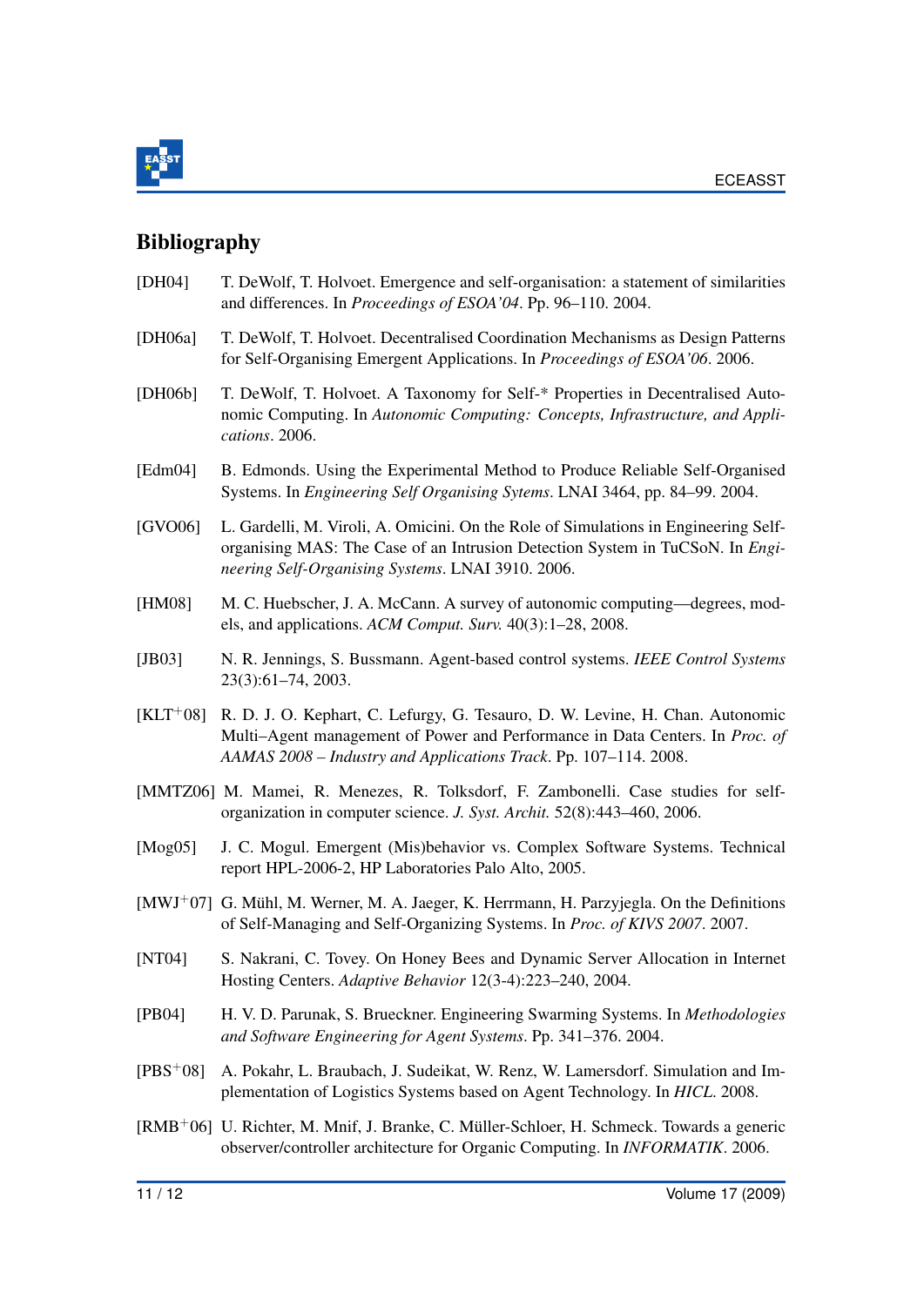## Bibliography

[DH04] T. DeWolf, T. Holvoet. Emergence and self-organisation: a statement of similarities and differences. In *Proceedings of ESOA'04*. Pp. 96–110. 2004.

[DH06a] T. DeWolf, T. Holvoet. Decentralised Coordination Mechanisms as Design Patterns for Self-Organising Emergent Applications. In *Proceedings of ESOA'06*. 2006.

[DH06b] T. DeWolf, T. Holvoet. A Taxonomy for Self-* Properties in Decentralised Autonomic Computing. In *Autonomic Computing: Concepts, Infrastructure, and Applications*. 2006.

[Edm04] B. Edmonds. Using the Experimental Method to Produce Reliable Self-Organised Systems. In *Engineering Self Organising Sytems*. LNAI 3464, pp. 84–99. 2004.

[GVO06] L. Gardelli, M. Viroli, A. Omicini. On the Role of Simulations in Engineering Self-organising MAS: The Case of an Intrusion Detection System in TuCSoN. In *Engineering Self-Organising Systems*. LNAI 3910. 2006.

[HM08] M. C. Huebscher, J. A. McCann. A survey of autonomic computing—degrees, models, and applications. *ACM Comput. Surv.* 40(3):1–28, 2008.

[JB03] N. R. Jennings, S. Bussmann. Agent-based control systems. *IEEE Control Systems* 23(3):61–74, 2003.

[KLT+08] R. D. J. O. Kephart, C. Lefurgy, G. Tesauro, D. W. Levine, H. Chan. Autonomic Multi–Agent management of Power and Performance in Data Centers. In *Proc. of AAMAS 2008 – Industry and Applications Track*. Pp. 107–114. 2008.

[MMTZ06] M. Mamei, R. Menezes, R. Tolksdorf, F. Zambonelli. Case studies for self-organization in computer science. *J. Syst. Archit.* 52(8):443–460, 2006.

[Mog05] J. C. Mogul. Emergent (Mis)behavior vs. Complex Software Systems. Technical report HPL-2006-2, HP Laboratories Palo Alto, 2005.

[MWJ+07] G. Mühl, M. Werner, M. A. Jaeger, K. Herrmann, H. Parzyjegla. On the Definitions of Self-Managing and Self-Organizing Systems. In *Proc. of KIVS 2007*. 2007.

[NT04] S. Nakrani, C. Tovey. On Honey Bees and Dynamic Server Allocation in Internet Hosting Centers. *Adaptive Behavior* 12(3-4):223–240, 2004.

[PB04] H. V. D. Parunak, S. Brueckner. Engineering Swarming Systems. In *Methodologies and Software Engineering for Agent Systems*. Pp. 341–376. 2004.

[PBS+08] A. Pokahr, L. Braubach, J. Sudeikat, W. Renz, W. Lamersdorf. Simulation and Implementation of Logistics Systems based on Agent Technology. In *HICL*. 2008.

[RMB+06] U. Richter, M. Mnif, J. Branke, C. Müller-Schloer, H. Schmeck. Towards a generic observer/controller architecture for Organic Computing. In *INFORMATIK*. 2006.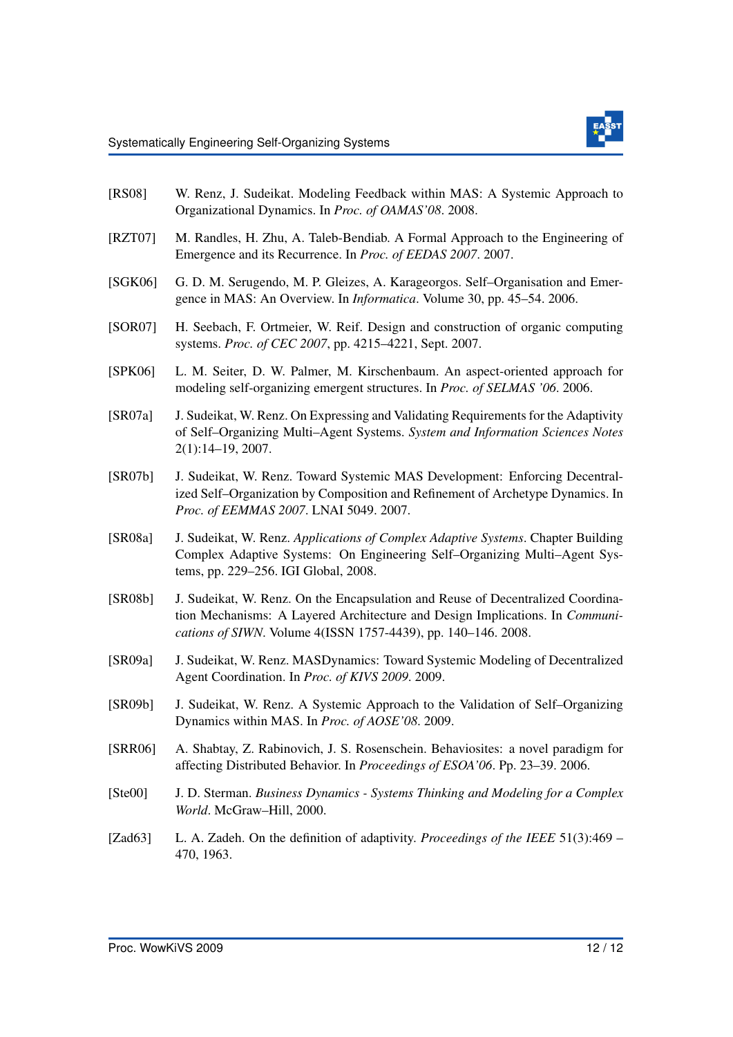[RS08] W. Renz, J. Sudeikat. Modeling Feedback within MAS: A Systemic Approach to Organizational Dynamics. In *Proc. of OAMAS'08*. 2008.

[RZT07] M. Randles, H. Zhu, A. Taleb-Bendiab. A Formal Approach to the Engineering of Emergence and its Recurrence. In *Proc. of EEDAS 2007*. 2007.

[SGK06] G. D. M. Serugendo, M. P. Gleizes, A. Karageorgos. Self–Organisation and Emergence in MAS: An Overview. In *Informatica*. Volume 30, pp. 45–54. 2006.

[SOR07] H. Seebach, F. Ortmeier, W. Reif. Design and construction of organic computing systems. *Proc. of CEC 2007*, pp. 4215–4221, Sept. 2007.

[SPK06] L. M. Seiter, D. W. Palmer, M. Kirschenbaum. An aspect-oriented approach for modeling self-organizing emergent structures. In *Proc. of SELMAS '06*. 2006.

[SR07a] J. Sudeikat, W. Renz. On Expressing and Validating Requirements for the Adaptivity of Self–Organizing Multi–Agent Systems. *System and Information Sciences Notes* 2(1):14–19, 2007.

[SR07b] J. Sudeikat, W. Renz. Toward Systemic MAS Development: Enforcing Decentralized Self–Organization by Composition and Refinement of Archetype Dynamics. In *Proc. of EEMMAS 2007*. LNAI 5049. 2007.

[SR08a] J. Sudeikat, W. Renz. *Applications of Complex Adaptive Systems*. Chapter Building Complex Adaptive Systems: On Engineering Self–Organizing Multi–Agent Systems, pp. 229–256. IGI Global, 2008.

[SR08b] J. Sudeikat, W. Renz. On the Encapsulation and Reuse of Decentralized Coordination Mechanisms: A Layered Architecture and Design Implications. In *Communications of SIWN*. Volume 4(ISSN 1757-4439), pp. 140–146. 2008.

[SR09a] J. Sudeikat, W. Renz. MASDynamics: Toward Systemic Modeling of Decentralized Agent Coordination. In *Proc. of KIVS 2009*. 2009.

[SR09b] J. Sudeikat, W. Renz. A Systemic Approach to the Validation of Self–Organizing Dynamics within MAS. In *Proc. of AOSE'08*. 2009.

[SRR06] A. Shabtay, Z. Rabinovich, J. S. Rosenschein. Behaviosites: a novel paradigm for affecting Distributed Behavior. In *Proceedings of ESOA'06*. Pp. 23–39. 2006.

[Ste00] J. D. Sterman. *Business Dynamics - Systems Thinking and Modeling for a Complex World*. McGraw–Hill, 2000.

[Zad63] L. A. Zadeh. On the definition of adaptivity. *Proceedings of the IEEE* 51(3):469 – 470, 1963.